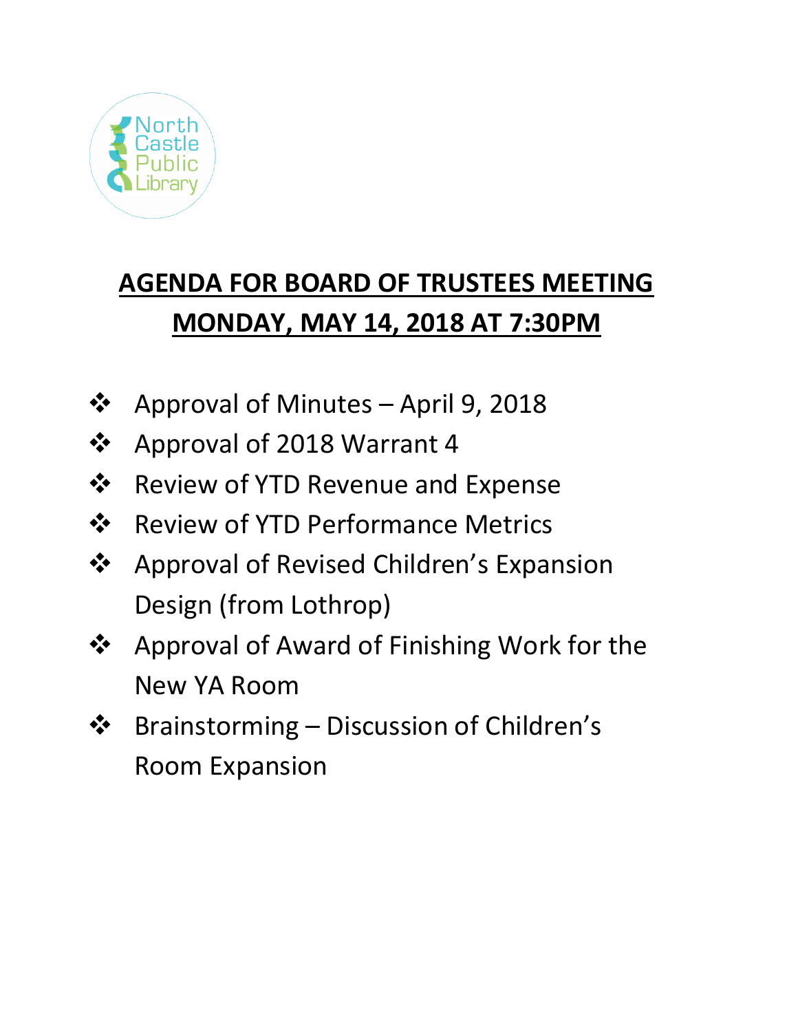North Castle Public Library

# AGENDA FOR BOARD OF TRUSTEES MEETING
# MONDAY, MAY 14, 2018 AT 7:30PM

- Approval of Minutes – April 9, 2018
- Approval of 2018 Warrant 4
- Review of YTD Revenue and Expense
- Review of YTD Performance Metrics
- Approval of Revised Children's Expansion Design (from Lothrop)
- Approval of Award of Finishing Work for the New YA Room
- Brainstorming – Discussion of Children's Room Expansion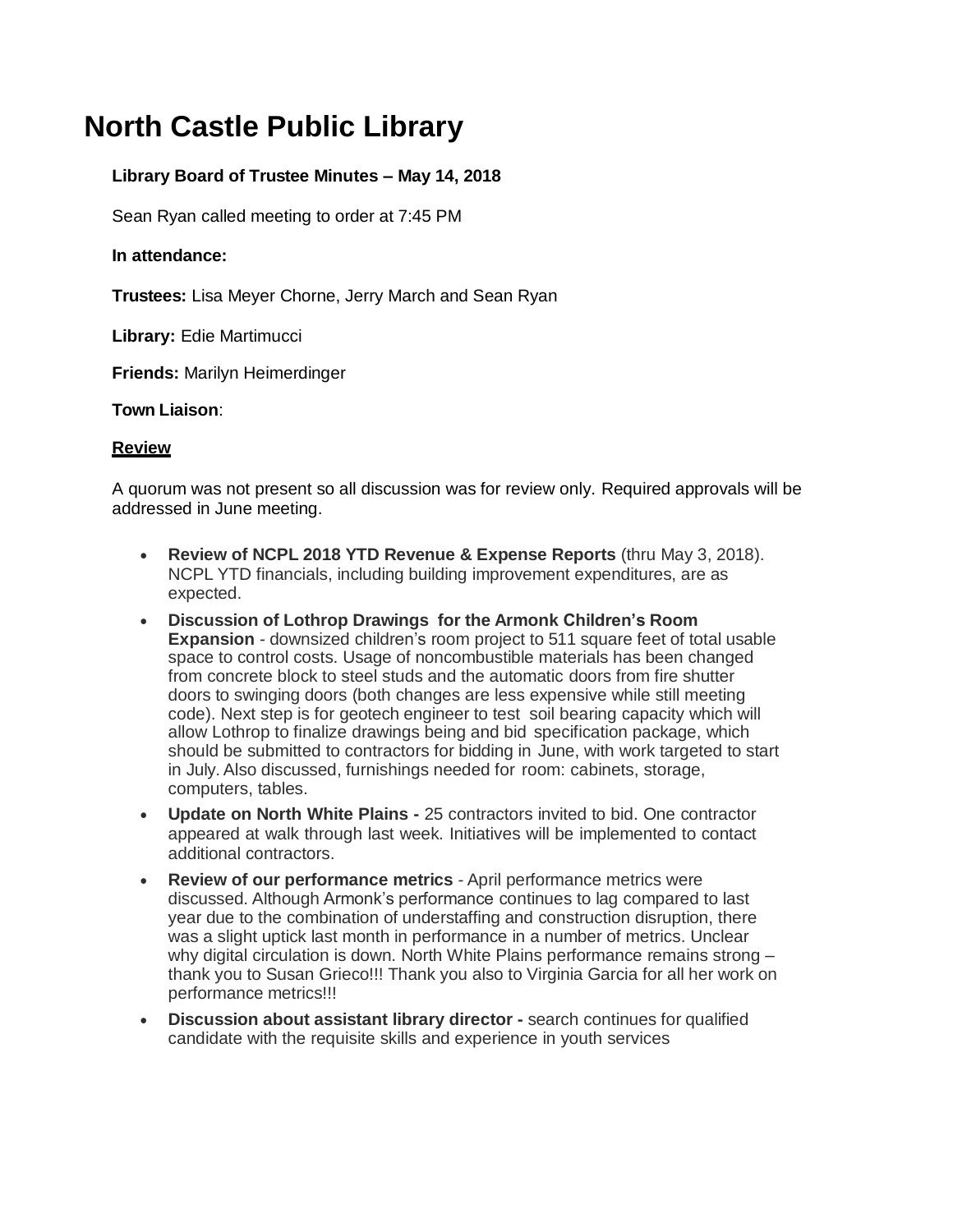# North Castle Public Library

**Library Board of Trustee Minutes – May 14, 2018**

Sean Ryan called meeting to order at 7:45 PM

**In attendance:**

**Trustees:** Lisa Meyer Chorne, Jerry March and Sean Ryan

**Library:** Edie Martimucci

**Friends:** Marilyn Heimerdinger

**Town Liaison**:

**Review**

A quorum was not present so all discussion was for review only. Required approvals will be addressed in June meeting.

- **Review of NCPL 2018 YTD Revenue & Expense Reports** (thru May 3, 2018). NCPL YTD financials, including building improvement expenditures, are as expected.
- **Discussion of Lothrop Drawings for the Armonk Children's Room Expansion** - downsized children's room project to 511 square feet of total usable space to control costs. Usage of noncombustible materials has been changed from concrete block to steel studs and the automatic doors from fire shutter doors to swinging doors (both changes are less expensive while still meeting code). Next step is for geotech engineer to test soil bearing capacity which will allow Lothrop to finalize drawings being and bid specification package, which should be submitted to contractors for bidding in June, with work targeted to start in July. Also discussed, furnishings needed for room: cabinets, storage, computers, tables.
- **Update on North White Plains -** 25 contractors invited to bid. One contractor appeared at walk through last week. Initiatives will be implemented to contact additional contractors.
- **Review of our performance metrics** - April performance metrics were discussed. Although Armonk's performance continues to lag compared to last year due to the combination of understaffing and construction disruption, there was a slight uptick last month in performance in a number of metrics. Unclear why digital circulation is down. North White Plains performance remains strong – thank you to Susan Grieco!!! Thank you also to Virginia Garcia for all her work on performance metrics!!!
- **Discussion about assistant library director -** search continues for qualified candidate with the requisite skills and experience in youth services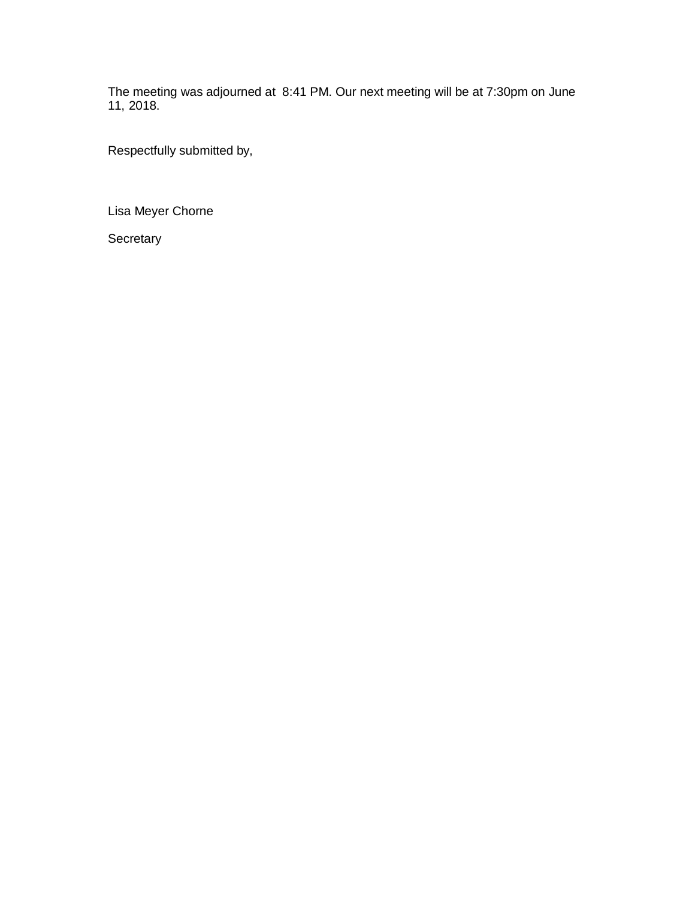The meeting was adjourned at 8:41 PM. Our next meeting will be at 7:30pm on June 11, 2018.

Respectfully submitted by,

Lisa Meyer Chorne

Secretary